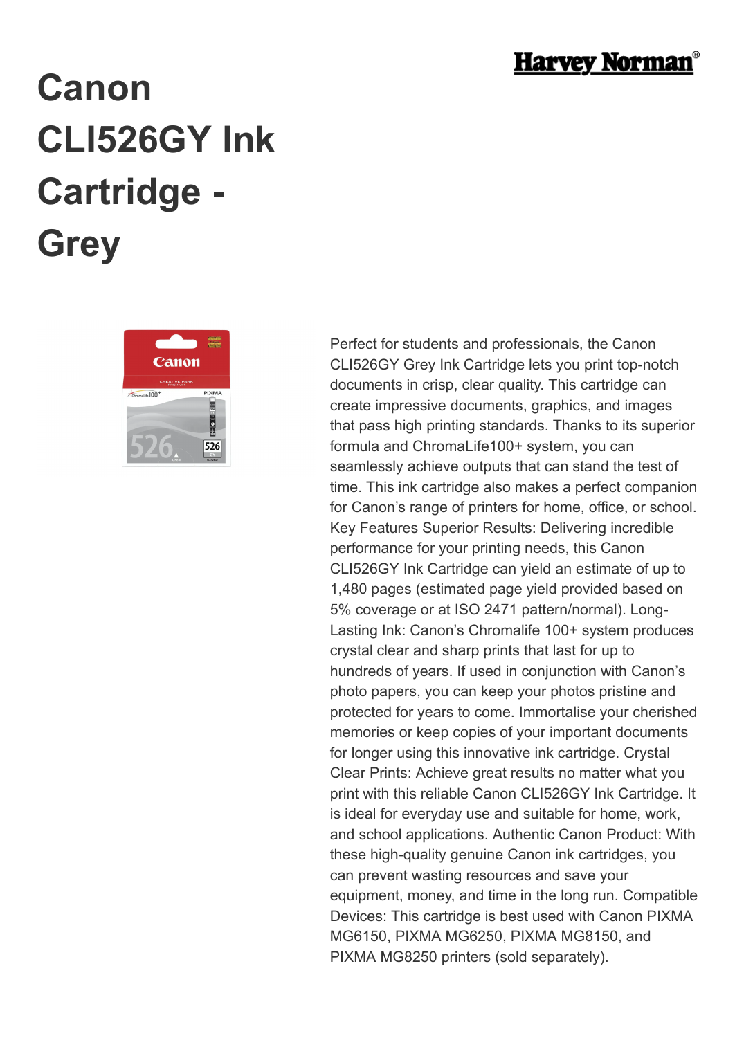# Canon CLI526GY Ink Cartridge - Grey

Perfect for students and professionals, the Canon CLI526GY Grey Ink Cartridge lets you print top-notch documents in crisp, clear quality. This cartridge can create impressive documents, graphics, and images that pass high printing standards. Thanks to its superior formula and ChromaLife100+ system, you can seamlessly achieve outputs that can stand the test of time. This ink cartridge also makes a perfect companion for Canon's range of printers for home, office, or school. Key Features Superior Results: Delivering incredible performance for your printing needs, this Canon CLI526GY Ink Cartridge can yield an estimate of up to 1,480 pages (estimated page yield provided based on 5% coverage or at ISO 2471 pattern/normal). Long-Lasting Ink: Canon's Chromalife 100+ system produces crystal clear and sharp prints that last for up to hundreds of years. If used in conjunction with Canon's photo papers, you can keep your photos pristine and protected for years to come. Immortalise your cherished memories or keep copies of your important documents for longer using this innovative ink cartridge. Crystal Clear Prints: Achieve great results no matter what you print with this reliable Canon CLI526GY Ink Cartridge. It is ideal for everyday use and suitable for home, work, and school applications. Authentic Canon Product: With these high-quality genuine Canon ink cartridges, you can prevent wasting resources and save your equipment, money, and time in the long run. Compatible Devices: This cartridge is best used with Canon PIXMA MG6150, PIXMA MG6250, PIXMA MG8150, and PIXMA MG8250 printers (sold separately).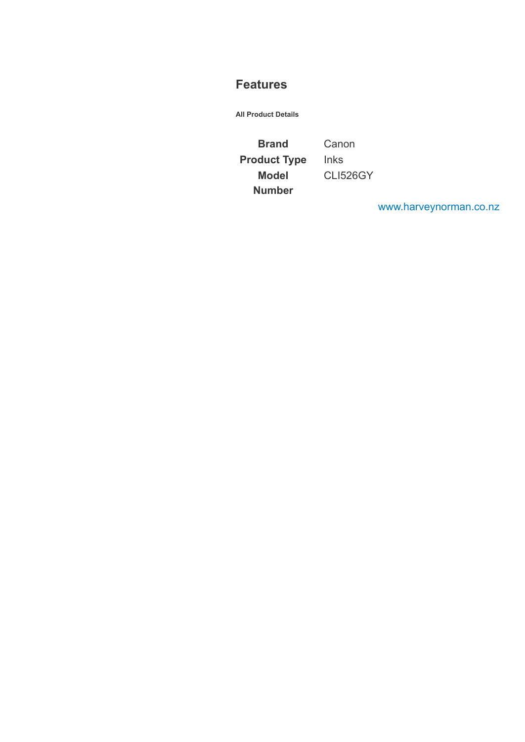## Features

**All Product Details**

| | |
|---|---|
| **Brand** | Canon |
| **Product Type** | Inks |
| **Model Number** | CLI526GY |

www.harveynorman.co.nz